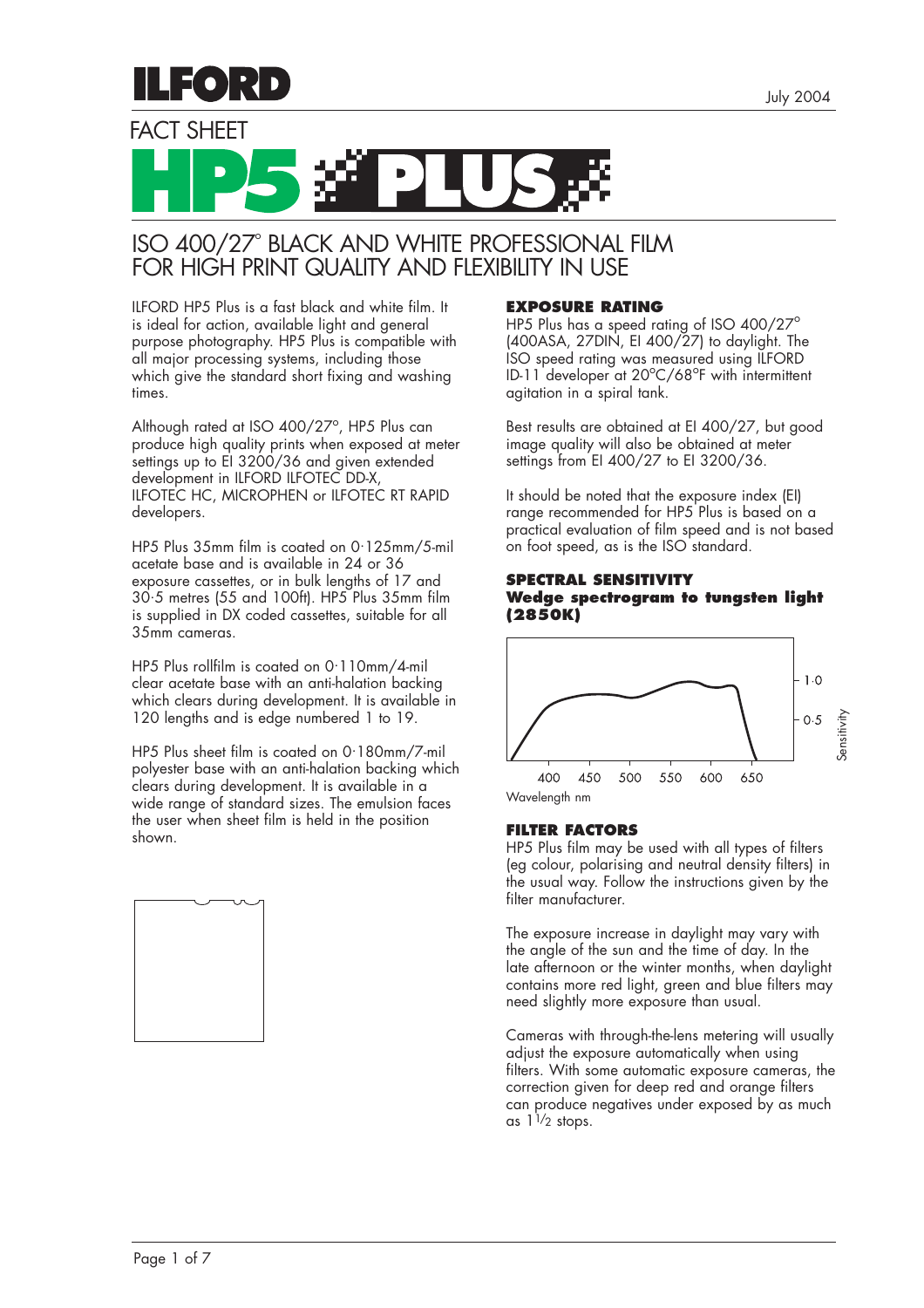# ILFORD

July 2004

FACT SHEET

# HP5 PLUS

## ISO 400/27° BLACK AND WHITE PROFESSIONAL FILM FOR HIGH PRINT QUALITY AND FLEXIBILITY IN USE

ILFORD HP5 Plus is a fast black and white film. It is ideal for action, available light and general purpose photography. HP5 Plus is compatible with all major processing systems, including those which give the standard short fixing and washing times.

Although rated at ISO 400/27°, HP5 Plus can produce high quality prints when exposed at meter settings up to EI 3200/36 and given extended development in ILFORD ILFOTEC DD-X, ILFOTEC HC, MICROPHEN or ILFOTEC RT RAPID developers.

HP5 Plus 35mm film is coated on 0·125mm/5-mil acetate base and is available in 24 or 36 exposure cassettes, or in bulk lengths of 17 and 30·5 metres (55 and 100ft). HP5 Plus 35mm film is supplied in DX coded cassettes, suitable for all 35mm cameras.

HP5 Plus rollfilm is coated on 0·110mm/4-mil clear acetate base with an anti-halation backing which clears during development. It is available in 120 lengths and is edge numbered 1 to 19.

HP5 Plus sheet film is coated on 0·180mm/7-mil polyester base with an anti-halation backing which clears during development. It is available in a wide range of standard sizes. The emulsion faces the user when sheet film is held in the position shown.

### EXPOSURE RATING

HP5 Plus has a speed rating of ISO 400/27° (400ASA, 27DIN, EI 400/27) to daylight. The ISO speed rating was measured using ILFORD ID-11 developer at 20°C/68°F with intermittent agitation in a spiral tank.

Best results are obtained at EI 400/27, but good image quality will also be obtained at meter settings from EI 400/27 to EI 3200/36.

It should be noted that the exposure index (EI) range recommended for HP5 Plus is based on a practical evaluation of film speed and is not based on foot speed, as is the ISO standard.

### SPECTRAL SENSITIVITY

**Wedge spectrogram to tungsten light (2850K)**

Sensitivity: 1·0, 0·5

400 450 500 550 600 650

Wavelength nm

### FILTER FACTORS

HP5 Plus film may be used with all types of filters (eg colour, polarising and neutral density filters) in the usual way. Follow the instructions given by the filter manufacturer.

The exposure increase in daylight may vary with the angle of the sun and the time of day. In the late afternoon or the winter months, when daylight contains more red light, green and blue filters may need slightly more exposure than usual.

Cameras with through-the-lens metering will usually adjust the exposure automatically when using filters. With some automatic exposure cameras, the correction given for deep red and orange filters can produce negatives under exposed by as much as 1½ stops.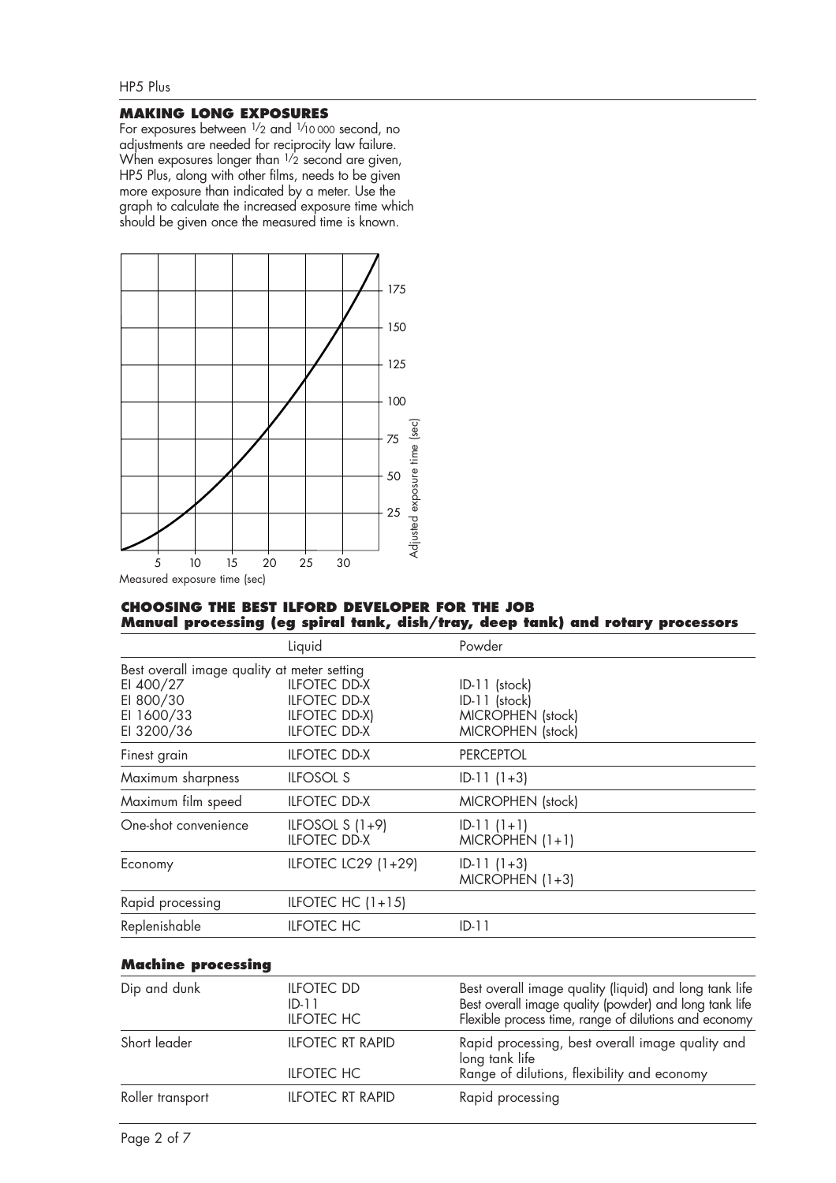## MAKING LONG EXPOSURES

For exposures between 1/2 and 1/10 000 second, no adjustments are needed for reciprocity law failure. When exposures longer than 1/2 second are given, HP5 Plus, along with other films, needs to be given more exposure than indicated by a meter. Use the graph to calculate the increased exposure time which should be given once the measured time is known.

## CHOOSING THE BEST ILFORD DEVELOPER FOR THE JOB

### Manual processing (eg spiral tank, dish/tray, deep tank) and rotary processors

| | Liquid | Powder |
|---|---|---|
| Best overall image quality at meter setting | | |
| EI 400/27 | ILFOTEC DD-X | ID-11 (stock) |
| EI 800/30 | ILFOTEC DD-X | ID-11 (stock) |
| EI 1600/33 | ILFOTEC DD-X) | MICROPHEN (stock) |
| EI 3200/36 | ILFOTEC DD-X | MICROPHEN (stock) |
| Finest grain | ILFOTEC DD-X | PERCEPTOL |
| Maximum sharpness | ILFOSOL S | ID-11 (1+3) |
| Maximum film speed | ILFOTEC DD-X | MICROPHEN (stock) |
| One-shot convenience | ILFOSOL S (1+9)<br>ILFOTEC DD-X | ID-11 (1+1)<br>MICROPHEN (1+1) |
| Economy | ILFOTEC LC29 (1+29) | ID-11 (1+3)<br>MICROPHEN (1+3) |
| Rapid processing | ILFOTEC HC (1+15) | |
| Replenishable | ILFOTEC HC | ID-11 |

### Machine processing

| | | |
|---|---|---|
| Dip and dunk | ILFOTEC DD<br>ID-11<br>ILFOTEC HC | Best overall image quality (liquid) and long tank life<br>Best overall image quality (powder) and long tank life<br>Flexible process time, range of dilutions and economy |
| Short leader | ILFOTEC RT RAPID<br>ILFOTEC HC | Rapid processing, best overall image quality and long tank life<br>Range of dilutions, flexibility and economy |
| Roller transport | ILFOTEC RT RAPID | Rapid processing |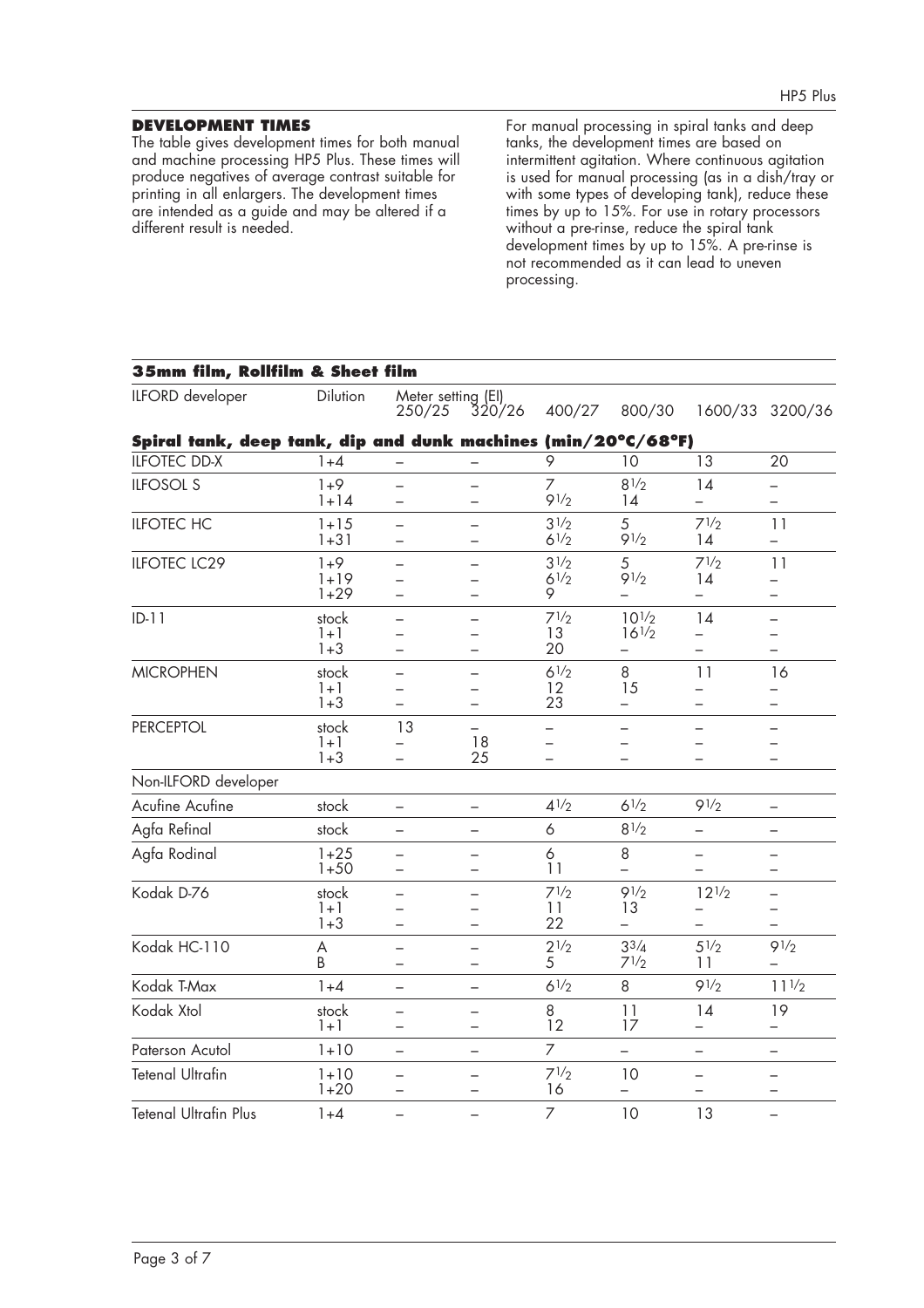## DEVELOPMENT TIMES

The table gives development times for both manual and machine processing HP5 Plus. These times will produce negatives of average contrast suitable for printing in all enlargers. The development times are intended as a guide and may be altered if a different result is needed.

For manual processing in spiral tanks and deep tanks, the development times are based on intermittent agitation. Where continuous agitation is used for manual processing (as in a dish/tray or with some types of developing tank), reduce these times by up to 15%. For use in rotary processors without a pre-rinse, reduce the spiral tank development times by up to 15%. A pre-rinse is not recommended as it can lead to uneven processing.

### 35mm film, Rollfilm & Sheet film

| ILFORD developer | Dilution | Meter setting (EI) 250/25 | 320/26 | 400/27 | 800/30 | 1600/33 | 3200/36 |
|---|---|---|---|---|---|---|---|
| **Spiral tank, deep tank, dip and dunk machines (min/20ºC/68ºF)** | | | | | | | |
| ILFOTEC DD-X | 1+4 | – | – | 9 | 10 | 13 | 20 |
| ILFOSOL S | 1+9 | – | – | 7 | 8½ | 14 | – |
| | 1+14 | – | – | 9½ | 14 | – | – |
| ILFOTEC HC | 1+15 | – | – | 3½ | 5 | 7½ | 11 |
| | 1+31 | – | – | 6½ | 9½ | 14 | – |
| ILFOTEC LC29 | 1+9 | – | – | 3½ | 5 | 7½ | 11 |
| | 1+19 | – | – | 6½ | 9½ | 14 | – |
| | 1+29 | – | – | 9 | – | – | – |
| ID-11 | stock | – | – | 7½ | 10½ | 14 | – |
| | 1+1 | – | – | 13 | 16½ | – | – |
| | 1+3 | – | – | 20 | – | – | – |
| MICROPHEN | stock | – | – | 6½ | 8 | 11 | 16 |
| | 1+1 | – | – | 12 | 15 | – | – |
| | 1+3 | – | – | 23 | – | – | – |
| PERCEPTOL | stock | 13 | – | – | – | – | – |
| | 1+1 | – | 18 | – | – | – | – |
| | 1+3 | – | 25 | – | – | – | – |
| Non-ILFORD developer | | | | | | | |
| Acufine Acufine | stock | – | – | 4½ | 6½ | 9½ | – |
| Agfa Refinal | stock | – | – | 6 | 8½ | – | – |
| Agfa Rodinal | 1+25 | – | – | 6 | 8 | – | – |
| | 1+50 | – | – | 11 | – | – | – |
| Kodak D-76 | stock | – | – | 7½ | 9½ | 12½ | – |
| | 1+1 | – | – | 11 | 13 | – | – |
| | 1+3 | – | – | 22 | – | – | – |
| Kodak HC-110 | A | – | – | 2½ | 3¾ | 5½ | 9½ |
| | B | – | – | 5 | 7½ | 11 | – |
| Kodak T-Max | 1+4 | – | – | 6½ | 8 | 9½ | 11½ |
| Kodak Xtol | stock | – | – | 8 | 11 | 14 | 19 |
| | 1+1 | – | – | 12 | 17 | – | – |
| Paterson Acutol | 1+10 | – | – | 7 | – | – | – |
| Tetenal Ultrafin | 1+10 | – | – | 7½ | 10 | – | – |
| | 1+20 | – | – | 16 | – | – | – |
| Tetenal Ultrafin Plus | 1+4 | – | – | 7 | 10 | 13 | – |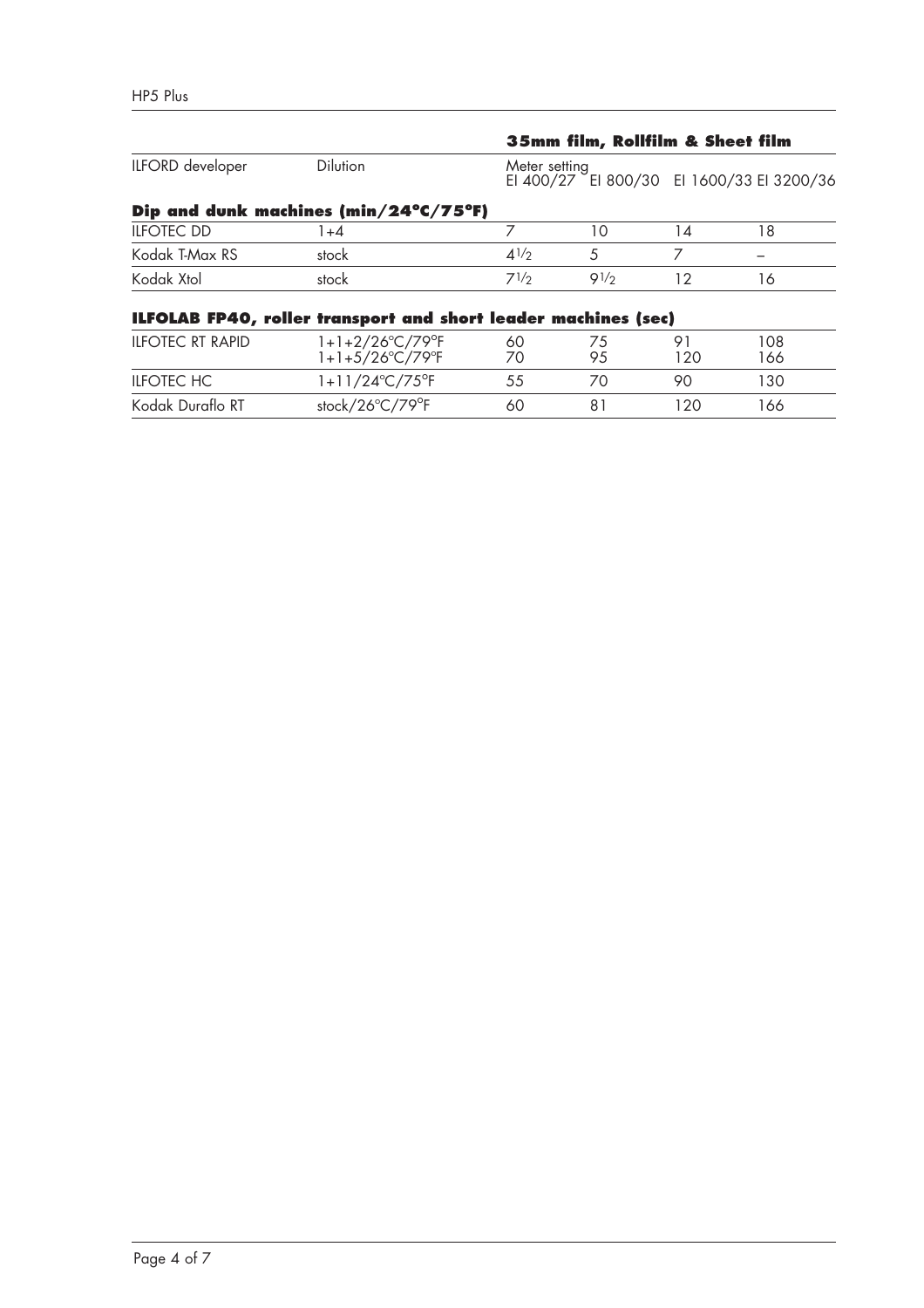| | | 35mm film, Rollfilm & Sheet film | | | |
|---|---|---|---|---|---|
| ILFORD developer | Dilution | Meter setting EI 400/27 | EI 800/30 | EI 1600/33 | EI 3200/36 |
| **Dip and dunk machines (min/24°C/75°F)** | | | | | |
| ILFOTEC DD | 1+4 | 7 | 10 | 14 | 18 |
| Kodak T-Max RS | stock | 4½ | 5 | 7 | – |
| Kodak Xtol | stock | 7½ | 9½ | 12 | 16 |
| **ILFOLAB FP40, roller transport and short leader machines (sec)** | | | | | |
| ILFOTEC RT RAPID | 1+1+2/26°C/79°F | 60 | 75 | 91 | 108 |
| | 1+1+5/26°C/79°F | 70 | 95 | 120 | 166 |
| ILFOTEC HC | 1+11/24°C/75°F | 55 | 70 | 90 | 130 |
| Kodak Duraflo RT | stock/26°C/79°F | 60 | 81 | 120 | 166 |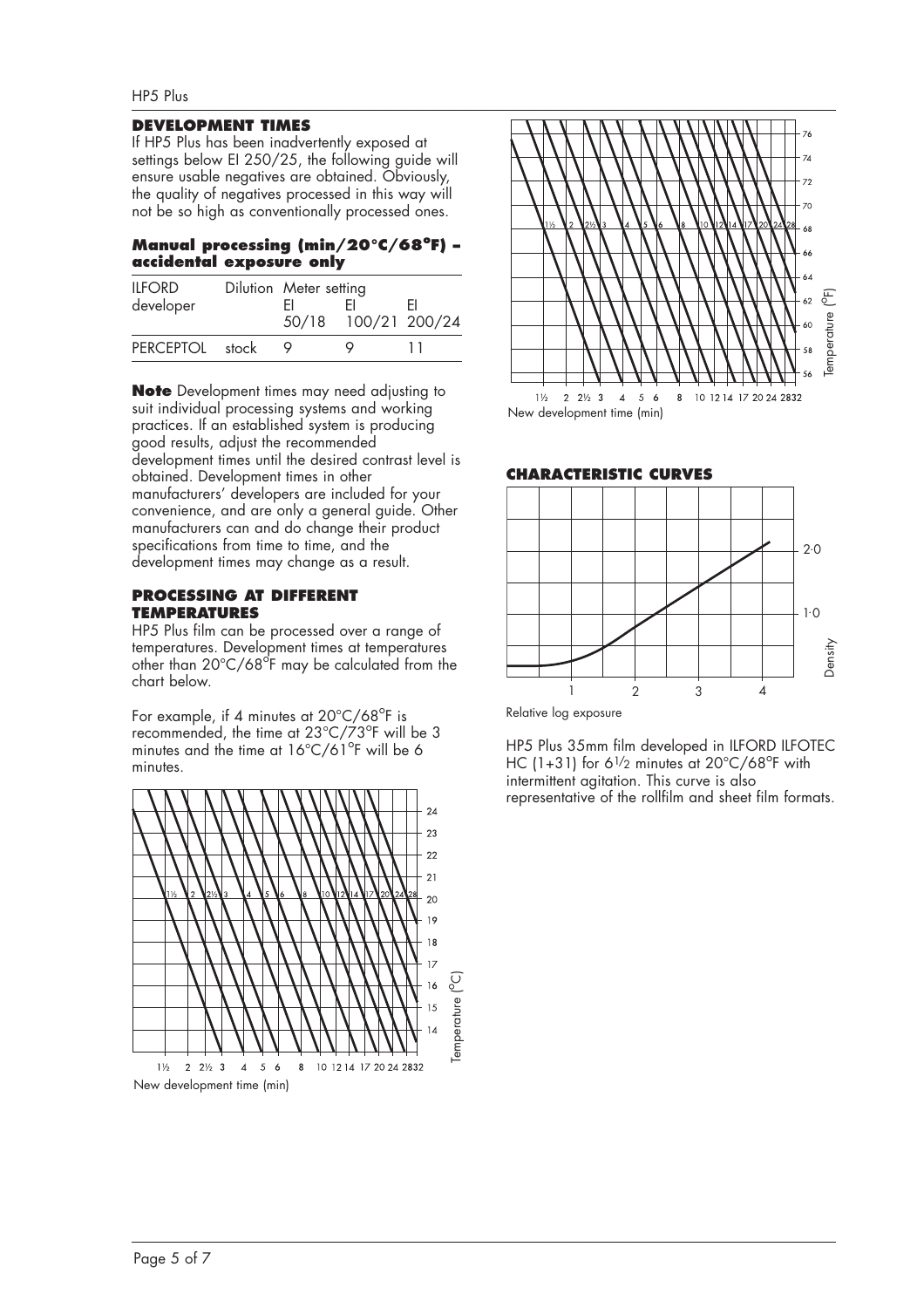## DEVELOPMENT TIMES

If HP5 Plus has been inadvertently exposed at settings below EI 250/25, the following guide will ensure usable negatives are obtained. Obviously, the quality of negatives processed in this way will not be so high as conventionally processed ones.

### Manual processing (min/20°C/68°F) – accidental exposure only

| ILFORD developer | Dilution | Meter setting EI 50/18 | EI 100/21 | EI 200/24 |
|---|---|---|---|---|
| PERCEPTOL | stock | 9 | 9 | 11 |

**Note** Development times may need adjusting to suit individual processing systems and working practices. If an established system is producing good results, adjust the recommended development times until the desired contrast level is obtained. Development times in other manufacturers' developers are included for your convenience, and are only a general guide. Other manufacturers can and do change their product specifications from time to time, and the development times may change as a result.

## PROCESSING AT DIFFERENT TEMPERATURES

HP5 Plus film can be processed over a range of temperatures. Development times at temperatures other than 20°C/68°F may be calculated from the chart below.

For example, if 4 minutes at 20°C/68°F is recommended, the time at 23°C/73°F will be 3 minutes and the time at 16°C/61°F will be 6 minutes.

New development time (min)

Temperature (°C)

New development time (min)

Temperature (°F)

## CHARACTERISTIC CURVES

Relative log exposure

Density

HP5 Plus 35mm film developed in ILFORD ILFOTEC HC (1+31) for 6½ minutes at 20°C/68°F with intermittent agitation. This curve is also representative of the rollfilm and sheet film formats.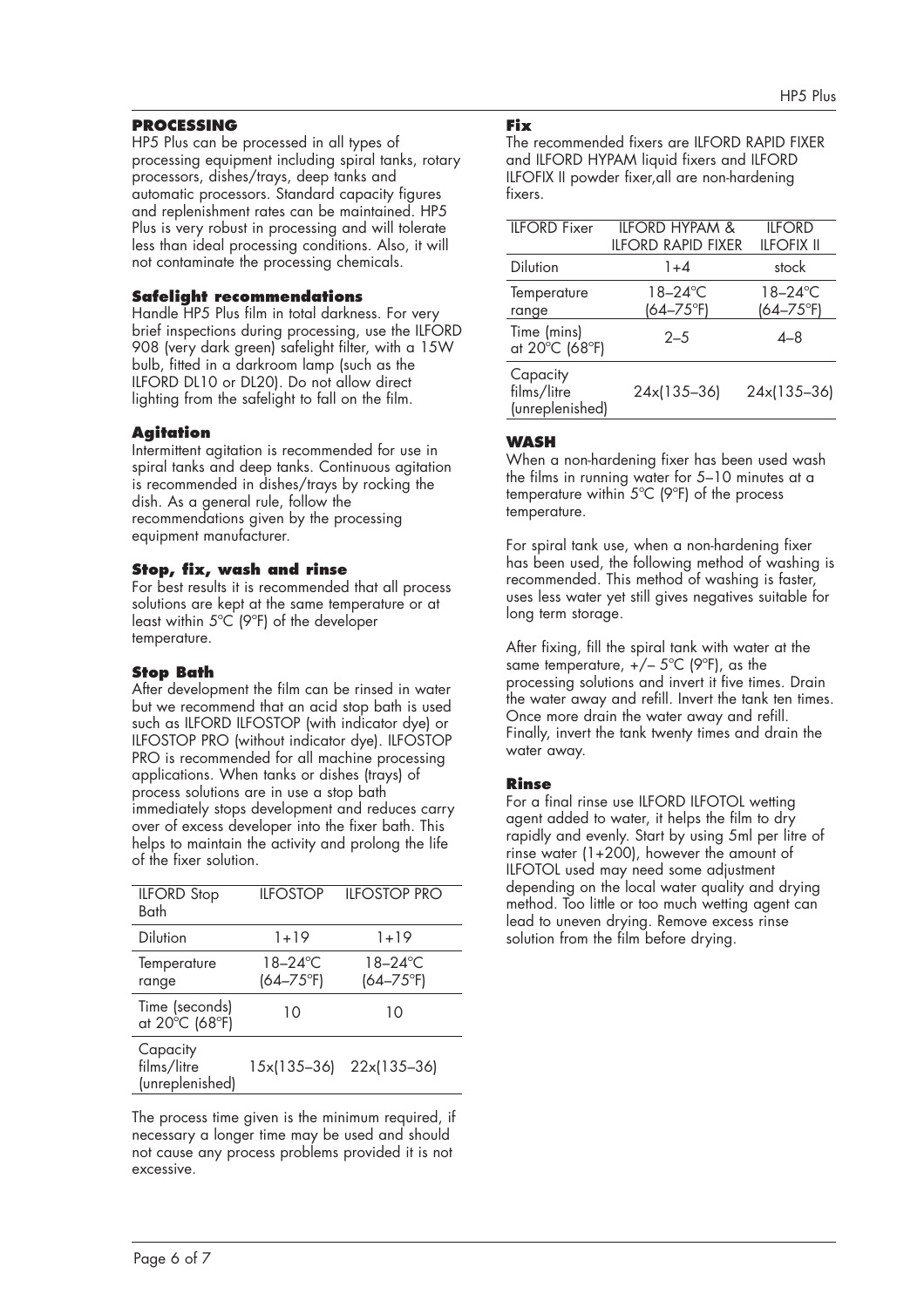## PROCESSING

HP5 Plus can be processed in all types of processing equipment including spiral tanks, rotary processors, dishes/trays, deep tanks and automatic processors. Standard capacity figures and replenishment rates can be maintained. HP5 Plus is very robust in processing and will tolerate less than ideal processing conditions. Also, it will not contaminate the processing chemicals.

### Safelight recommendations

Handle HP5 Plus film in total darkness. For very brief inspections during processing, use the ILFORD 908 (very dark green) safelight filter, with a 15W bulb, fitted in a darkroom lamp (such as the ILFORD DL10 or DL20). Do not allow direct lighting from the safelight to fall on the film.

### Agitation

Intermittent agitation is recommended for use in spiral tanks and deep tanks. Continuous agitation is recommended in dishes/trays by rocking the dish. As a general rule, follow the recommendations given by the processing equipment manufacturer.

### Stop, fix, wash and rinse

For best results it is recommended that all process solutions are kept at the same temperature or at least within 5°C (9°F) of the developer temperature.

### Stop Bath

After development the film can be rinsed in water but we recommend that an acid stop bath is used such as ILFORD ILFOSTOP (with indicator dye) or ILFOSTOP PRO (without indicator dye). ILFOSTOP PRO is recommended for all machine processing applications. When tanks or dishes (trays) of process solutions are in use a stop bath immediately stops development and reduces carry over of excess developer into the fixer bath. This helps to maintain the activity and prolong the life of the fixer solution.

| ILFORD Stop Bath | ILFOSTOP | ILFOSTOP PRO |
|---|---|---|
| Dilution | 1+19 | 1+19 |
| Temperature range | 18–24°C (64–75°F) | 18–24°C (64–75°F) |
| Time (seconds) at 20°C (68°F) | 10 | 10 |
| Capacity films/litre (unreplenished) | 15x(135–36) | 22x(135–36) |

The process time given is the minimum required, if necessary a longer time may be used and should not cause any process problems provided it is not excessive.

### Fix

The recommended fixers are ILFORD RAPID FIXER and ILFORD HYPAM liquid fixers and ILFORD ILFOFIX II powder fixer,all are non-hardening fixers.

| ILFORD Fixer | ILFORD HYPAM & ILFORD RAPID FIXER | ILFORD ILFOFIX II |
|---|---|---|
| Dilution | 1+4 | stock |
| Temperature range | 18–24°C (64–75°F) | 18–24°C (64–75°F) |
| Time (mins) at 20°C (68°F) | 2–5 | 4–8 |
| Capacity films/litre (unreplenished) | 24x(135–36) | 24x(135–36) |

### WASH

When a non-hardening fixer has been used wash the films in running water for 5–10 minutes at a temperature within 5°C (9°F) of the process temperature.

For spiral tank use, when a non-hardening fixer has been used, the following method of washing is recommended. This method of washing is faster, uses less water yet still gives negatives suitable for long term storage.

After fixing, fill the spiral tank with water at the same temperature, +/– 5°C (9°F), as the processing solutions and invert it five times. Drain the water away and refill. Invert the tank ten times. Once more drain the water away and refill. Finally, invert the tank twenty times and drain the water away.

### Rinse

For a final rinse use ILFORD ILFOTOL wetting agent added to water, it helps the film to dry rapidly and evenly. Start by using 5ml per litre of rinse water (1+200), however the amount of ILFOTOL used may need some adjustment depending on the local water quality and drying method. Too little or too much wetting agent can lead to uneven drying. Remove excess rinse solution from the film before drying.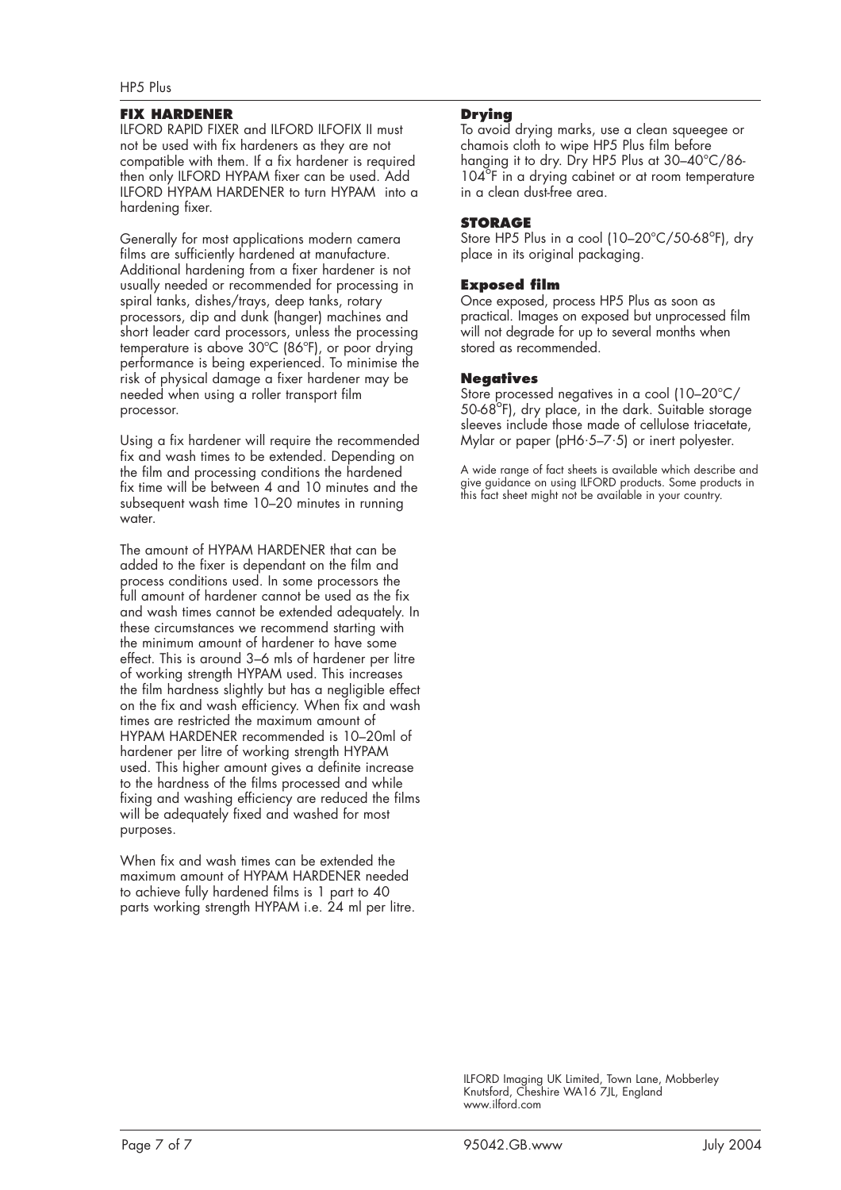## FIX HARDENER

ILFORD RAPID FIXER and ILFORD ILFOFIX II must not be used with fix hardeners as they are not compatible with them. If a fix hardener is required then only ILFORD HYPAM fixer can be used. Add ILFORD HYPAM HARDENER to turn HYPAM into a hardening fixer.

Generally for most applications modern camera films are sufficiently hardened at manufacture. Additional hardening from a fixer hardener is not usually needed or recommended for processing in spiral tanks, dishes/trays, deep tanks, rotary processors, dip and dunk (hanger) machines and short leader card processors, unless the processing temperature is above 30°C (86°F), or poor drying performance is being experienced. To minimise the risk of physical damage a fixer hardener may be needed when using a roller transport film processor.

Using a fix hardener will require the recommended fix and wash times to be extended. Depending on the film and processing conditions the hardened fix time will be between 4 and 10 minutes and the subsequent wash time 10–20 minutes in running water.

The amount of HYPAM HARDENER that can be added to the fixer is dependant on the film and process conditions used. In some processors the full amount of hardener cannot be used as the fix and wash times cannot be extended adequately. In these circumstances we recommend starting with the minimum amount of hardener to have some effect. This is around 3–6 mls of hardener per litre of working strength HYPAM used. This increases the film hardness slightly but has a negligible effect on the fix and wash efficiency. When fix and wash times are restricted the maximum amount of HYPAM HARDENER recommended is 10–20ml of hardener per litre of working strength HYPAM used. This higher amount gives a definite increase to the hardness of the films processed and while fixing and washing efficiency are reduced the films will be adequately fixed and washed for most purposes.

When fix and wash times can be extended the maximum amount of HYPAM HARDENER needed to achieve fully hardened films is 1 part to 40 parts working strength HYPAM i.e. 24 ml per litre.

### Drying

To avoid drying marks, use a clean squeegee or chamois cloth to wipe HP5 Plus film before hanging it to dry. Dry HP5 Plus at 30–40°C/86-104°F in a drying cabinet or at room temperature in a clean dust-free area.

## STORAGE

Store HP5 Plus in a cool (10–20°C/50-68°F), dry place in its original packaging.

### Exposed film

Once exposed, process HP5 Plus as soon as practical. Images on exposed but unprocessed film will not degrade for up to several months when stored as recommended.

### Negatives

Store processed negatives in a cool (10–20°C/50-68°F), dry place, in the dark. Suitable storage sleeves include those made of cellulose triacetate, Mylar or paper (pH6·5–7·5) or inert polyester.

A wide range of fact sheets is available which describe and give guidance on using ILFORD products. Some products in this fact sheet might not be available in your country.

ILFORD Imaging UK Limited, Town Lane, Mobberley
Knutsford, Cheshire WA16 7JL, England
www.ilford.com

95042.GB.www July 2004